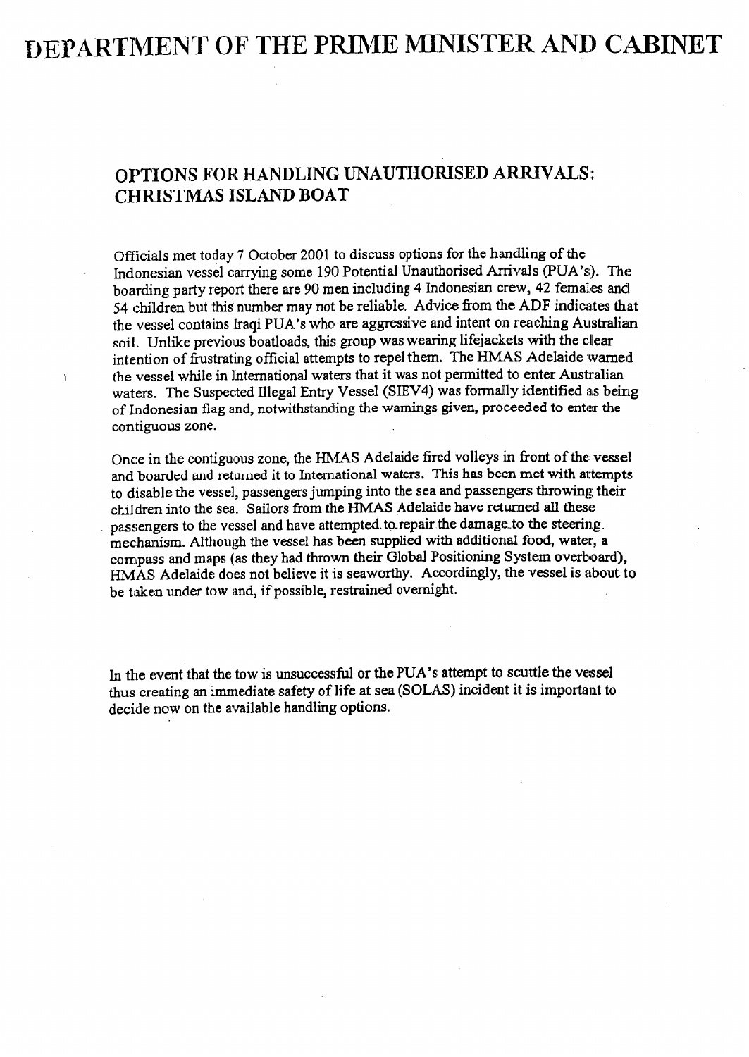# DEPARTMENT OF THE PRIME MINISTER AND CABINET

## OPTIONS FOR HANDLING UNAUTHORISED ARRIVALS: CHRISTMAS ISLAND BOAT

Officials met today 7 October 2001 to discuss options for the handling of the Indonesian vessel carrying some 190 Potential Unauthorised Arrivals (PUA's). The boarding party report there are 90 men including 4 Indonesian crew, 42 females and 54 children but this number may not be reliable. Advice from the ADF indicates that the vessel contains Iraqi PUA's who are aggressive and intent on reaching Australian soil. Unlike previous boatloads, this group was wearing lifejackets with the clear intention of frustrating official attempts to repel them. The HMAS Adelaide warned the vessel while in International waters that it was not permitted to enter Australian waters. The Suspected Illegal Entry Vessel (SIEV4) was formally identified as being of Indonesian flag and, notwithstanding the warnings given, proceeded to enter the contiguous zone.

Once in the contiguous zone, the HMAS Adelaide fired volleys in front of the vessel and boarded and returned it to International waters. This has been met with attempts to disable the vessel, passengers jumping into the sea and passengers throwing their children into the sea. Sailors from the HMAS Adelaide have returned all these passengers to the vessel and have attempted to repair the damage to the steering mechanism. Although the vessel has been supplied with additional food, water, a compass and maps (as they had thrown their Global Positioning System overboard), HMAS Adelaide does not believe it is seaworthy. Accordingly, the vessel is about to be taken under tow and, if possible, restrained overnight.

In the event that the tow is unsuccessful or the PUA's attempt to scuttle the vessel thus creating an immediate safety of life at sea (SOLAS) incident it is important to decide now on the available handling options.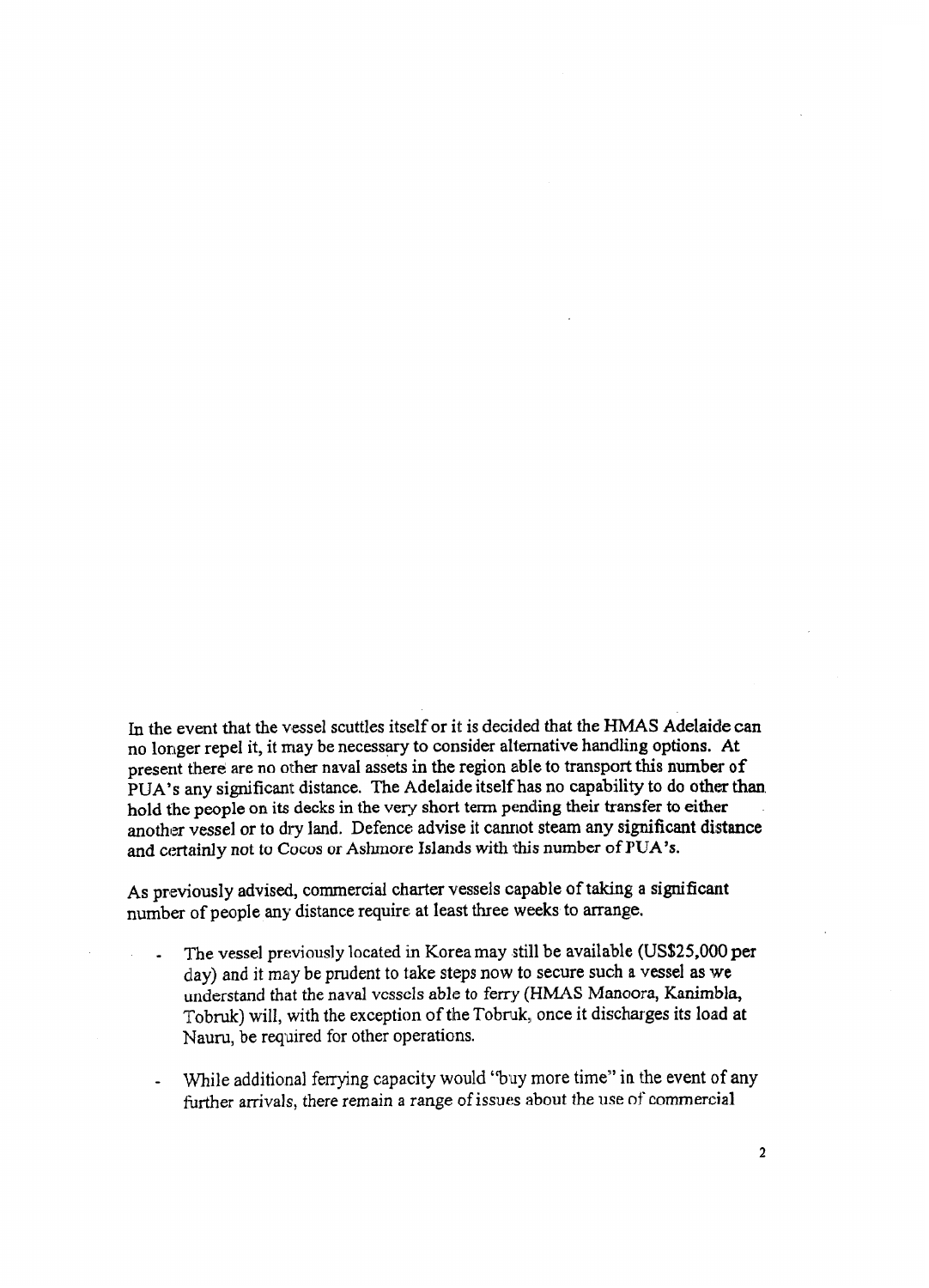In the event that the vessel scuttles itself or it is decided that the HMAS Adelaide can no longer repel it, it may be necessary to consider alternative handling options. At present there are no other naval assets in the region able to transport this number of PUA's any significant distance. The Adelaide itself has no capability to do other than hold the people on its decks in the very short term pending their transfer to either another vessel or to dry land. Defence advise it cannot steam any significant distance and certainly not to Cocos or Ashmore Islands with this number of PUA's.

As previously advised, commercial charter vessels capable of taking a significant number of people any distance require at least three weeks to arrange.

- The vessel previously located in Korea may still be available (US$25,000 per day) and it may be prudent to take steps now to secure such a vessel as we understand that the naval vessels able to ferry (HMAS Manoora, Kanimbla, Tobruk) will, with the exception of the Tobruk, once it discharges its load at Nauru, be required for other operations.

- While additional ferrying capacity would "buy more time" in the event of any further arrivals, there remain a range of issues about the use of commercial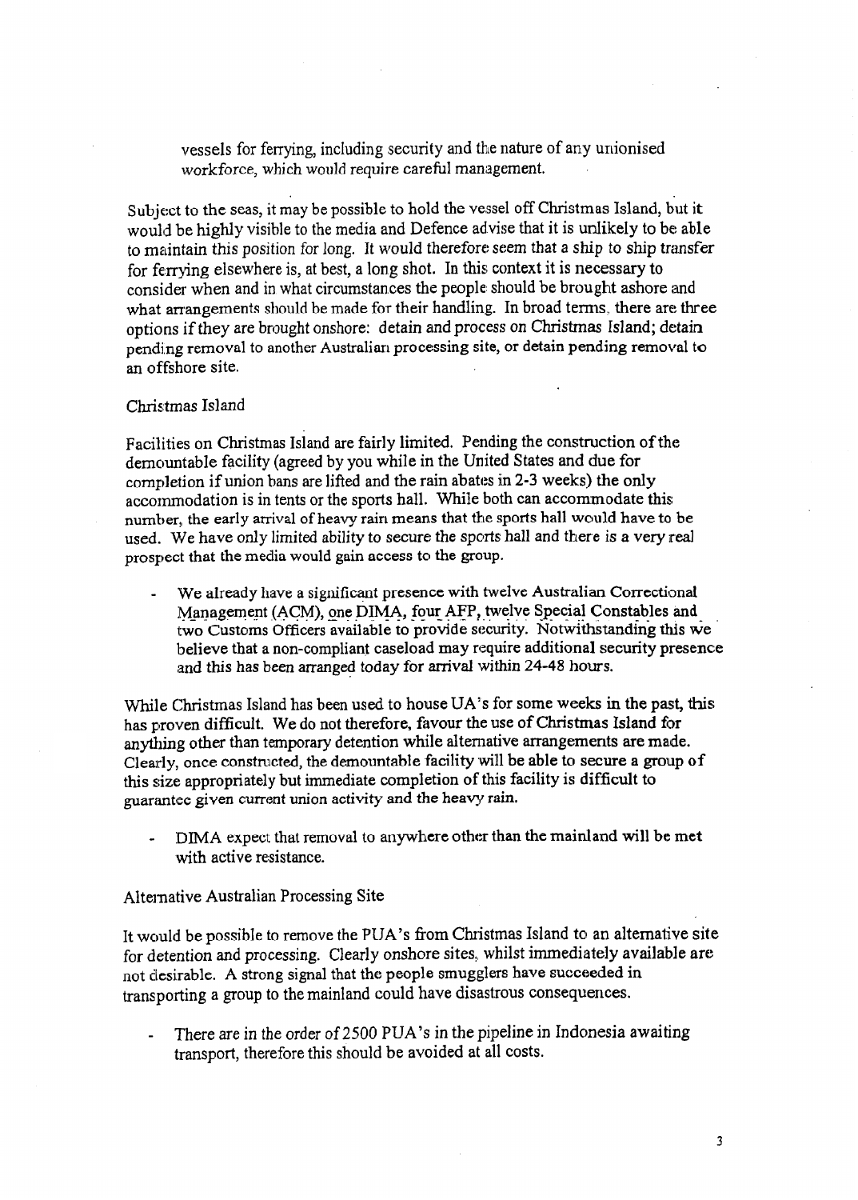vessels for ferrying, including security and the nature of any unionised workforce, which would require careful management.

Subject to the seas, it may be possible to hold the vessel off Christmas Island, but it would be highly visible to the media and Defence advise that it is unlikely to be able to maintain this position for long. It would therefore seem that a ship to ship transfer for ferrying elsewhere is, at best, a long shot. In this context it is necessary to consider when and in what circumstances the people should be brought ashore and what arrangements should be made for their handling. In broad terms, there are three options if they are brought onshore: detain and process on Christmas Island; detain pending removal to another Australian processing site, or detain pending removal to an offshore site.

Christmas Island

Facilities on Christmas Island are fairly limited. Pending the construction of the demountable facility (agreed by you while in the United States and due for completion if union bans are lifted and the rain abates in 2-3 weeks) the only accommodation is in tents or the sports hall. While both can accommodate this number, the early arrival of heavy rain means that the sports hall would have to be used. We have only limited ability to secure the sports hall and there is a very real prospect that the media would gain access to the group.

- We already have a significant presence with twelve Australian Correctional Management (ACM), one DIMA, four AFP, twelve Special Constables and two Customs Officers available to provide security. Notwithstanding this we believe that a non-compliant caseload may require additional security presence and this has been arranged today for arrival within 24-48 hours.

While Christmas Island has been used to house UA's for some weeks in the past, this has proven difficult. We do not therefore, favour the use of Christmas Island for anything other than temporary detention while alternative arrangements are made. Clearly, once constructed, the demountable facility will be able to secure a group of this size appropriately but immediate completion of this facility is difficult to guarantee given current union activity and the heavy rain.

- DIMA expect that removal to anywhere other than the mainland will be met with active resistance.

Alternative Australian Processing Site

It would be possible to remove the PUA's from Christmas Island to an alternative site for detention and processing. Clearly onshore sites, whilst immediately available are not desirable. A strong signal that the people smugglers have succeeded in transporting a group to the mainland could have disastrous consequences.

- There are in the order of 2500 PUA's in the pipeline in Indonesia awaiting transport, therefore this should be avoided at all costs.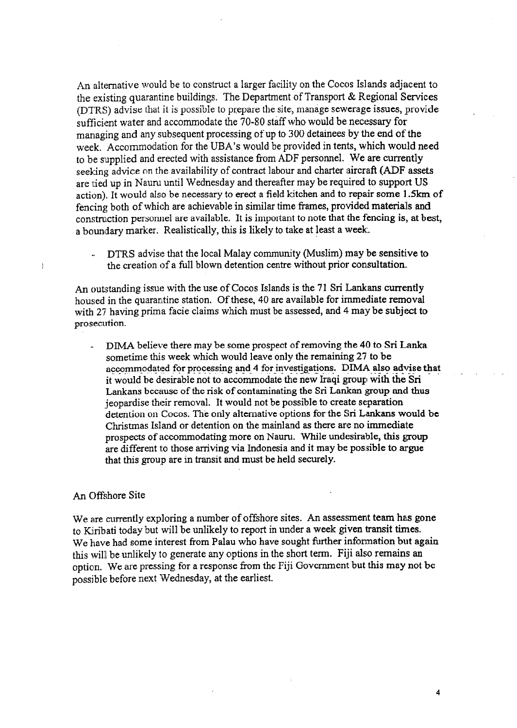An alternative would be to construct a larger facility on the Cocos Islands adjacent to the existing quarantine buildings. The Department of Transport & Regional Services (DTRS) advise that it is possible to prepare the site, manage sewerage issues, provide sufficient water and accommodate the 70-80 staff who would be necessary for managing and any subsequent processing of up to 300 detainees by the end of the week. Accommodation for the UBA's would be provided in tents, which would need to be supplied and erected with assistance from ADF personnel. We are currently seeking advice on the availability of contract labour and charter aircraft (ADF assets are tied up in Nauru until Wednesday and thereafter may be required to support US action). It would also be necessary to erect a field kitchen and to repair some 1.5km of fencing both of which are achievable in similar time frames, provided materials and construction personnel are available. It is important to note that the fencing is, at best, a boundary marker. Realistically, this is likely to take at least a week.

- DTRS advise that the local Malay community (Muslim) may be sensitive to the creation of a full blown detention centre without prior consultation.

An outstanding issue with the use of Cocos Islands is the 71 Sri Lankans currently housed in the quarantine station. Of these, 40 are available for immediate removal with 27 having prima facie claims which must be assessed, and 4 may be subject to prosecution.

- DIMA believe there may be some prospect of removing the 40 to Sri Lanka sometime this week which would leave only the remaining 27 to be accommodated for processing and 4 for investigations. DIMA also advise that it would be desirable not to accommodate the new Iraqi group with the Sri Lankans because of the risk of contaminating the Sri Lankan group and thus jeopardise their removal. It would not be possible to create separation detention on Cocos. The only alternative options for the Sri Lankans would be Christmas Island or detention on the mainland as there are no immediate prospects of accommodating more on Nauru. While undesirable, this group are different to those arriving via Indonesia and it may be possible to argue that this group are in transit and must be held securely.

## An Offshore Site

We are currently exploring a number of offshore sites. An assessment team has gone to Kiribati today but will be unlikely to report in under a week given transit times. We have had some interest from Palau who have sought further information but again this will be unlikely to generate any options in the short term. Fiji also remains an option. We are pressing for a response from the Fiji Government but this may not be possible before next Wednesday, at the earliest.